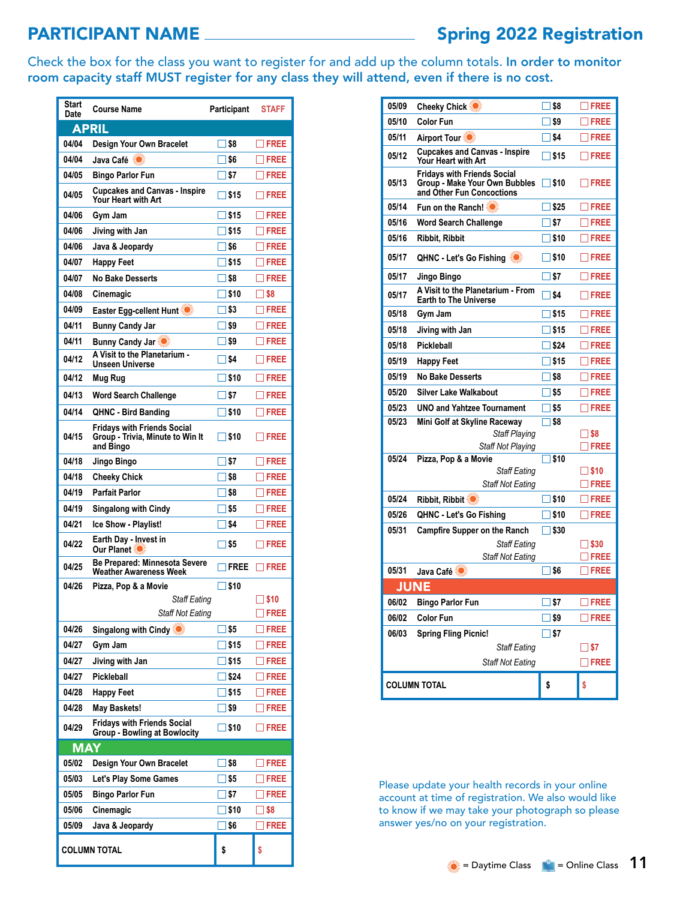# PARTICIPANT NAME ______________________ Spring 2022 Registration

Check the box for the class you want to register for and add up the column totals. **In order to monitor room capacity staff MUST register for any class they will attend, even if there is no cost.**

| Start Date | Course Name | Participant | STAFF |
|---|---|---|---|
| **APRIL** | | | |
| 04/04 | Design Your Own Bracelet | ☐ $8 | ☐ FREE |
| 04/04 | Java Café ☀ | ☐ $6 | ☐ FREE |
| 04/05 | Bingo Parlor Fun | ☐ $7 | ☐ FREE |
| 04/05 | Cupcakes and Canvas - Inspire Your Heart with Art | ☐ $15 | ☐ FREE |
| 04/06 | Gym Jam | ☐ $15 | ☐ FREE |
| 04/06 | Jiving with Jan | ☐ $15 | ☐ FREE |
| 04/06 | Java & Jeopardy | ☐ $6 | ☐ FREE |
| 04/07 | Happy Feet | ☐ $15 | ☐ FREE |
| 04/07 | No Bake Desserts | ☐ $8 | ☐ FREE |
| 04/08 | Cinemagic | ☐ $10 | ☐ $8 |
| 04/09 | Easter Egg-cellent Hunt ☀ | ☐ $3 | ☐ FREE |
| 04/11 | Bunny Candy Jar | ☐ $9 | ☐ FREE |
| 04/11 | Bunny Candy Jar ☀ | ☐ $9 | ☐ FREE |
| 04/12 | A Visit to the Planetarium - Unseen Universe | ☐ $4 | ☐ FREE |
| 04/12 | Mug Rug | ☐ $10 | ☐ FREE |
| 04/13 | Word Search Challenge | ☐ $7 | ☐ FREE |
| 04/14 | QHNC - Bird Banding | ☐ $10 | ☐ FREE |
| 04/15 | Fridays with Friends Social Group - Trivia, Minute to Win It and Bingo | ☐ $10 | ☐ FREE |
| 04/18 | Jingo Bingo | ☐ $7 | ☐ FREE |
| 04/18 | Cheeky Chick | ☐ $8 | ☐ FREE |
| 04/19 | Parfait Parlor | ☐ $8 | ☐ FREE |
| 04/19 | Singalong with Cindy | ☐ $5 | ☐ FREE |
| 04/21 | Ice Show - Playlist! | ☐ $4 | ☐ FREE |
| 04/22 | Earth Day - Invest in Our Planet ☀ | ☐ $5 | ☐ FREE |
| 04/25 | Be Prepared: Minnesota Severe Weather Awareness Week | ☐ FREE | ☐ FREE |
| 04/26 | Pizza, Pop & a Movie | ☐ $10 | |
| | *Staff Eating* | | ☐ $10 |
| | *Staff Not Eating* | | ☐ FREE |
| 04/26 | Singalong with Cindy ☀ | ☐ $5 | ☐ FREE |
| 04/27 | Gym Jam | ☐ $15 | ☐ FREE |
| 04/27 | Jiving with Jan | ☐ $15 | ☐ FREE |
| 04/27 | Pickleball | ☐ $24 | ☐ FREE |
| 04/28 | Happy Feet | ☐ $15 | ☐ FREE |
| 04/28 | May Baskets! | ☐ $9 | ☐ FREE |
| 04/29 | Fridays with Friends Social Group - Bowling at Bowlocity | ☐ $10 | ☐ FREE |
| **MAY** | | | |
| 05/02 | Design Your Own Bracelet | ☐ $8 | ☐ FREE |
| 05/03 | Let's Play Some Games | ☐ $5 | ☐ FREE |
| 05/05 | Bingo Parlor Fun | ☐ $7 | ☐ FREE |
| 05/06 | Cinemagic | ☐ $10 | ☐ $8 |
| 05/09 | Java & Jeopardy | ☐ $6 | ☐ FREE |
| **COLUMN TOTAL** | | $ | $ |

| Start Date | Course Name | Participant | STAFF |
|---|---|---|---|
| 05/09 | Cheeky Chick ☀ | ☐ $8 | ☐ FREE |
| 05/10 | Color Fun | ☐ $9 | ☐ FREE |
| 05/11 | Airport Tour ☀ | ☐ $4 | ☐ FREE |
| 05/12 | Cupcakes and Canvas - Inspire Your Heart with Art | ☐ $15 | ☐ FREE |
| 05/13 | Fridays with Friends Social Group - Make Your Own Bubbles and Other Fun Concoctions | ☐ $10 | ☐ FREE |
| 05/14 | Fun on the Ranch! ☀ | ☐ $25 | ☐ FREE |
| 05/16 | Word Search Challenge | ☐ $7 | ☐ FREE |
| 05/16 | Ribbit, Ribbit | ☐ $10 | ☐ FREE |
| 05/17 | QHNC - Let's Go Fishing ☀ | ☐ $10 | ☐ FREE |
| 05/17 | Jingo Bingo | ☐ $7 | ☐ FREE |
| 05/17 | A Visit to the Planetarium - From Earth to The Universe | ☐ $4 | ☐ FREE |
| 05/18 | Gym Jam | ☐ $15 | ☐ FREE |
| 05/18 | Jiving with Jan | ☐ $15 | ☐ FREE |
| 05/18 | Pickleball | ☐ $24 | ☐ FREE |
| 05/19 | Happy Feet | ☐ $15 | ☐ FREE |
| 05/19 | No Bake Desserts | ☐ $8 | ☐ FREE |
| 05/20 | Silver Lake Walkabout | ☐ $5 | ☐ FREE |
| 05/23 | UNO and Yahtzee Tournament | ☐ $5 | ☐ FREE |
| 05/23 | Mini Golf at Skyline Raceway | ☐ $8 | |
| | *Staff Playing* | | ☐ $8 |
| | *Staff Not Playing* | | ☐ FREE |
| 05/24 | Pizza, Pop & a Movie | ☐ $10 | |
| | *Staff Eating* | | ☐ $10 |
| | *Staff Not Eating* | | ☐ FREE |
| 05/24 | Ribbit, Ribbit ☀ | ☐ $10 | ☐ FREE |
| 05/26 | QHNC - Let's Go Fishing | ☐ $10 | ☐ FREE |
| 05/31 | Campfire Supper on the Ranch | ☐ $30 | |
| | *Staff Eating* | | ☐ $30 |
| | *Staff Not Eating* | | ☐ FREE |
| 05/31 | Java Café ☀ | ☐ $6 | ☐ FREE |
| **JUNE** | | | |
| 06/02 | Bingo Parlor Fun | ☐ $7 | ☐ FREE |
| 06/02 | Color Fun | ☐ $9 | ☐ FREE |
| 06/03 | Spring Fling Picnic! | ☐ $7 | |
| | *Staff Eating* | | ☐ $7 |
| | *Staff Not Eating* | | ☐ FREE |
| **COLUMN TOTAL** | | $ | $ |

Please update your health records in your online account at time of registration. We also would like to know if we may take your photograph so please answer yes/no on your registration.

☀ = Daytime Class &nbsp;&nbsp; 💻 = Online Class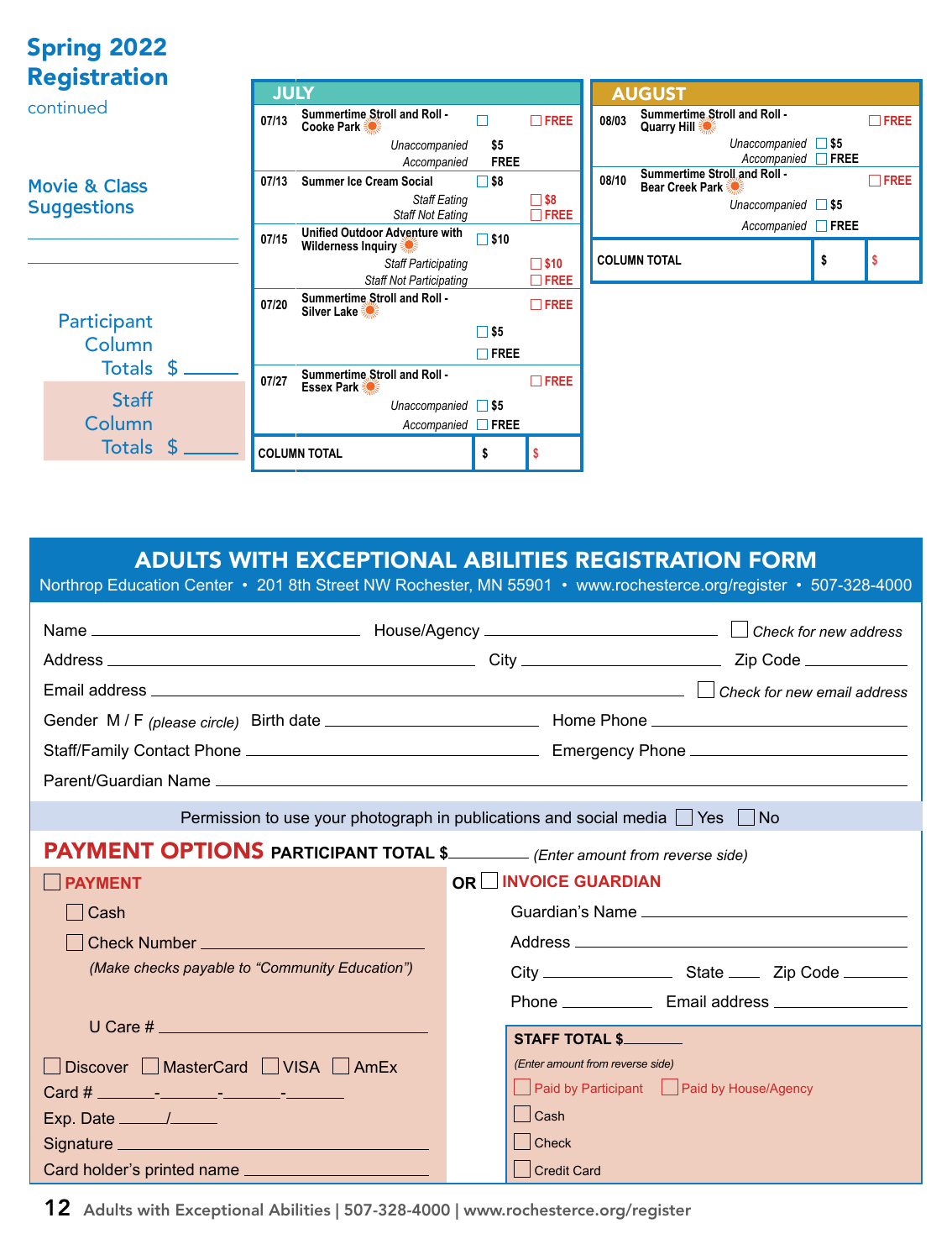# Spring 2022 Registration

continued

## Movie & Class Suggestions

______________________

______________________

Participant Column Totals $ ______

Staff Column Totals $ ______

### JULY

| | | | |
|---|---|---|---|
| 07/13 | Summertime Stroll and Roll - Cooke Park | ☐ | ☐ FREE |
| | *Unaccompanied* | $5 | |
| | *Accompanied* | FREE | |
| 07/13 | Summer Ice Cream Social | ☐ $8 | |
| | *Staff Eating* | | ☐ $8 |
| | *Staff Not Eating* | | ☐ FREE |
| 07/15 | Unified Outdoor Adventure with Wilderness Inquiry | ☐ $10 | |
| | *Staff Participating* | | ☐ $10 |
| | *Staff Not Participating* | | ☐ FREE |
| 07/20 | Summertime Stroll and Roll - Silver Lake | | ☐ FREE |
| | | ☐ $5 | |
| | | ☐ FREE | |
| 07/27 | Summertime Stroll and Roll - Essex Park | | ☐ FREE |
| | *Unaccompanied* | ☐ $5 | |
| | *Accompanied* | ☐ FREE | |
| COLUMN TOTAL | | $ | $ |

### AUGUST

| | | | |
|---|---|---|---|
| 08/03 | Summertime Stroll and Roll - Quarry Hill | | ☐ FREE |
| | *Unaccompanied* | ☐ $5 | |
| | *Accompanied* | ☐ FREE | |
| 08/10 | Summertime Stroll and Roll - Bear Creek Park | | ☐ FREE |
| | *Unaccompanied* | ☐ $5 | |
| | *Accompanied* | ☐ FREE | |
| COLUMN TOTAL | | $ | $ |

## ADULTS WITH EXCEPTIONAL ABILITIES REGISTRATION FORM

Northrop Education Center • 201 8th Street NW Rochester, MN 55901 • www.rochesterce.org/register • 507-328-4000

Name ______________________ House/Agency ______________________ ☐ *Check for new address*

Address ______________________ City ______________________ Zip Code ____________

Email address ______________________ ☐ *Check for new email address*

Gender M / F *(please circle)* Birth date ______________________ Home Phone ______________________

Staff/Family Contact Phone ______________________ Emergency Phone ______________________

Parent/Guardian Name ______________________

Permission to use your photograph in publications and social media ☐ Yes ☐ No

## PAYMENT OPTIONS

**PARTICIPANT TOTAL $**________ *(Enter amount from reverse side)*

☐ **PAYMENT**

☐ Cash

☐ Check Number ______________________

*(Make checks payable to "Community Education")*

U Care # ______________________

☐ Discover ☐ MasterCard ☐ VISA ☐ AmEx

Card # _______-_______-_______-_______

Exp. Date ______/______

Signature ______________________

Card holder's printed name ______________________

**OR** ☐ **INVOICE GUARDIAN**

Guardian's Name ______________________

Address ______________________

City ______________ State _____ Zip Code ________

Phone ___________ Email address ______________

**STAFF TOTAL $**_______

*(Enter amount from reverse side)*

☐ Paid by Participant ☐ Paid by House/Agency

☐ Cash

☐ Check

☐ Credit Card